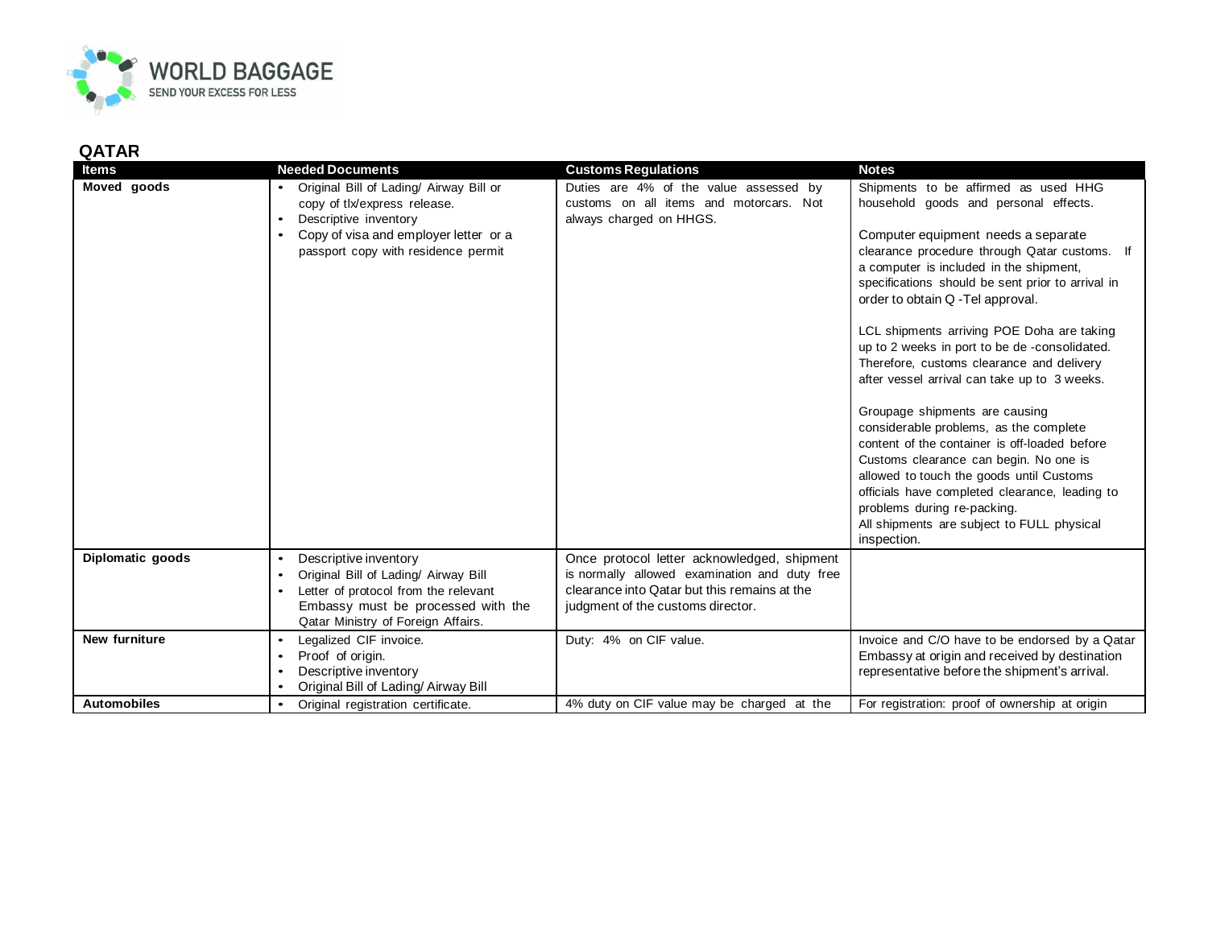## QATAR

| Items | Needed Documents | Customs Regulations | Notes |
|---|---|---|---|
| **Moved goods** | • Original Bill of Lading/ Airway Bill or copy of tlx/express release.<br>• Descriptive inventory<br>• Copy of visa and employer letter or a passport copy with residence permit | Duties are 4% of the value assessed by customs on all items and motorcars. Not always charged on HHGS. | Shipments to be affirmed as used HHG household goods and personal effects.<br><br>Computer equipment needs a separate clearance procedure through Qatar customs. If a computer is included in the shipment, specifications should be sent prior to arrival in order to obtain Q -Tel approval.<br><br>LCL shipments arriving POE Doha are taking up to 2 weeks in port to be de -consolidated. Therefore, customs clearance and delivery after vessel arrival can take up to 3 weeks.<br><br>Groupage shipments are causing considerable problems, as the complete content of the container is off-loaded before Customs clearance can begin. No one is allowed to touch the goods until Customs officials have completed clearance, leading to problems during re-packing.<br>All shipments are subject to FULL physical inspection. |
| **Diplomatic goods** | • Descriptive inventory<br>• Original Bill of Lading/ Airway Bill<br>• Letter of protocol from the relevant Embassy must be processed with the Qatar Ministry of Foreign Affairs. | Once protocol letter acknowledged, shipment is normally allowed examination and duty free clearance into Qatar but this remains at the judgment of the customs director. | |
| **New furniture** | • Legalized CIF invoice.<br>• Proof of origin.<br>• Descriptive inventory<br>• Original Bill of Lading/ Airway Bill | Duty: 4% on CIF value. | Invoice and C/O have to be endorsed by a Qatar Embassy at origin and received by destination representative before the shipment's arrival. |
| **Automobiles** | • Original registration certificate. | 4% duty on CIF value may be charged at the | For registration: proof of ownership at origin |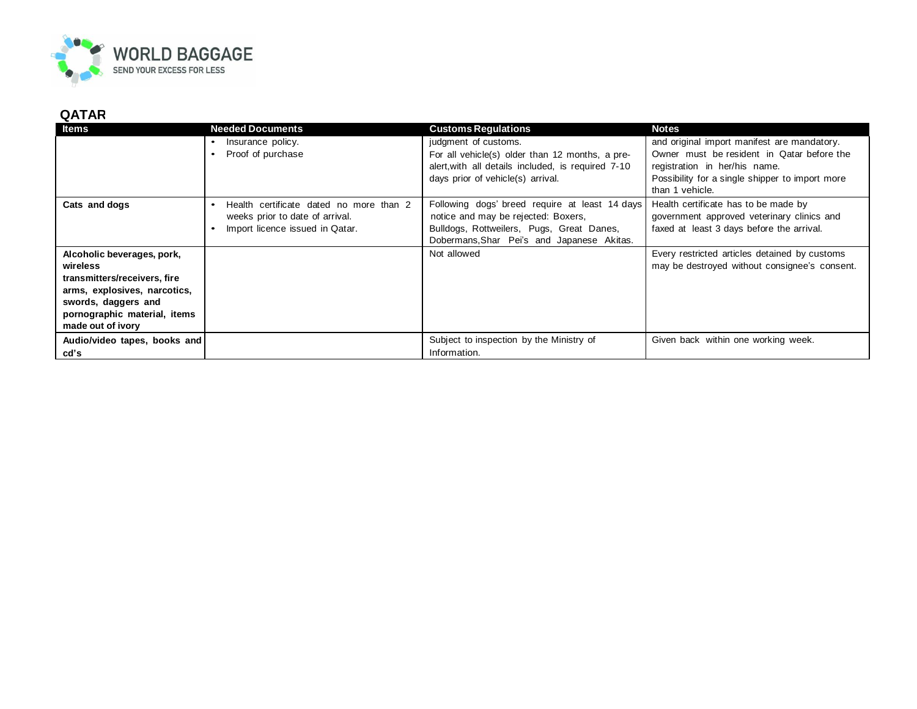## QATAR

| Items | Needed Documents | Customs Regulations | Notes |
|---|---|---|---|
| | • Insurance policy.<br>• Proof of purchase | judgment of customs.<br>For all vehicle(s) older than 12 months, a pre-alert,with all details included, is required 7-10 days prior of vehicle(s) arrival. | and original import manifest are mandatory.<br>Owner must be resident in Qatar before the registration in her/his name.<br>Possibility for a single shipper to import more than 1 vehicle. |
| **Cats and dogs** | • Health certificate dated no more than 2 weeks prior to date of arrival.<br>• Import licence issued in Qatar. | Following dogs' breed require at least 14 days notice and may be rejected: Boxers, Bulldogs, Rottweilers, Pugs, Great Danes, Dobermans,Shar Pei's and Japanese Akitas. | Health certificate has to be made by government approved veterinary clinics and faxed at least 3 days before the arrival. |
| **Alcoholic beverages, pork, wireless transmitters/receivers, fire arms, explosives, narcotics, swords, daggers and pornographic material, items made out of ivory** | | Not allowed | Every restricted articles detained by customs may be destroyed without consignee's consent. |
| **Audio/video tapes, books and cd's** | | Subject to inspection by the Ministry of Information. | Given back within one working week. |